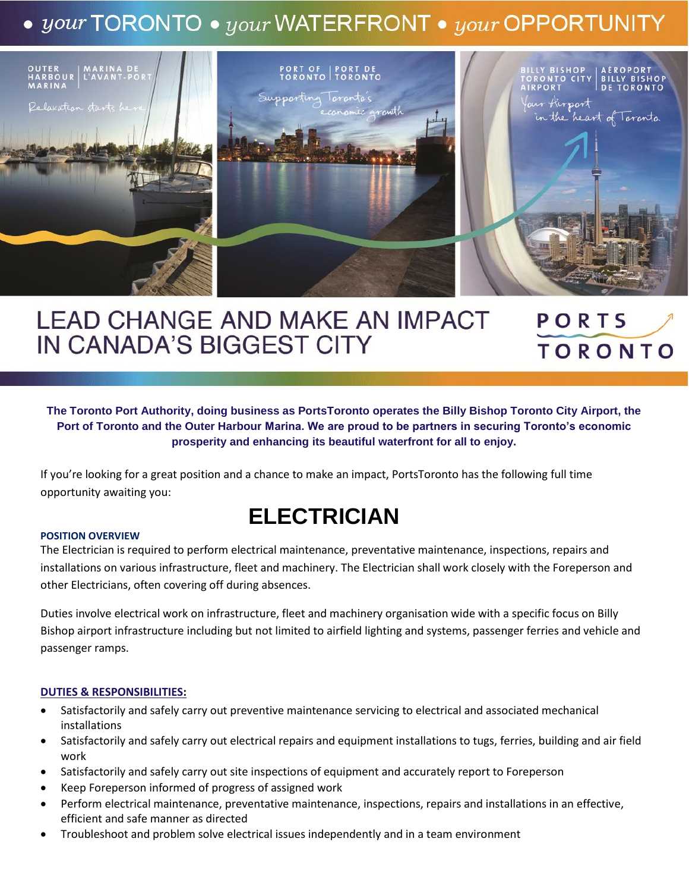• *your* TORONTO • *your* WATERFRONT • *your* OPPORTUNITY

OUTER HARBOUR MARINA | MARINA DE L'AVANT-PORT

*Relaxation starts here*

PORT OF TORONTO | PORT DE TORONTO

*Supporting Toronto's economic growth*

BILLY BISHOP TORONTO CITY AIRPORT | AÉROPORT BILLY BISHOP DE TORONTO

*Your Airport in the heart of Toronto.*

# LEAD CHANGE AND MAKE AN IMPACT IN CANADA'S BIGGEST CITY

PORTS TORONTO

**The Toronto Port Authority, doing business as PortsToronto operates the Billy Bishop Toronto City Airport, the Port of Toronto and the Outer Harbour Marina. We are proud to be partners in securing Toronto's economic prosperity and enhancing its beautiful waterfront for all to enjoy.**

If you're looking for a great position and a chance to make an impact, PortsToronto has the following full time opportunity awaiting you:

# ELECTRICIAN

### POSITION OVERVIEW

The Electrician is required to perform electrical maintenance, preventative maintenance, inspections, repairs and installations on various infrastructure, fleet and machinery. The Electrician shall work closely with the Foreperson and other Electricians, often covering off during absences.

Duties involve electrical work on infrastructure, fleet and machinery organisation wide with a specific focus on Billy Bishop airport infrastructure including but not limited to airfield lighting and systems, passenger ferries and vehicle and passenger ramps.

### DUTIES & RESPONSIBILITIES:

- Satisfactorily and safely carry out preventive maintenance servicing to electrical and associated mechanical installations
- Satisfactorily and safely carry out electrical repairs and equipment installations to tugs, ferries, building and air field work
- Satisfactorily and safely carry out site inspections of equipment and accurately report to Foreperson
- Keep Foreperson informed of progress of assigned work
- Perform electrical maintenance, preventative maintenance, inspections, repairs and installations in an effective, efficient and safe manner as directed
- Troubleshoot and problem solve electrical issues independently and in a team environment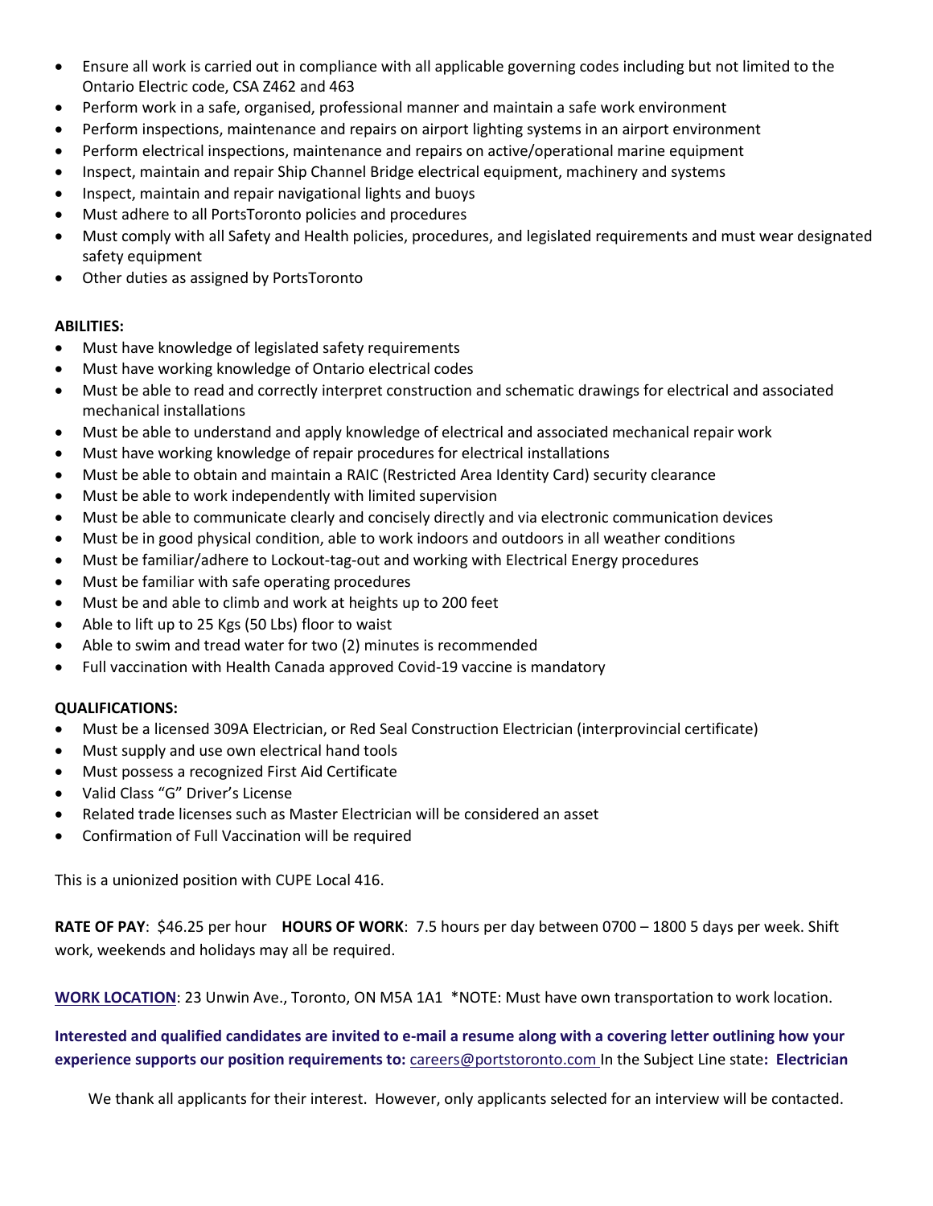- Ensure all work is carried out in compliance with all applicable governing codes including but not limited to the Ontario Electric code, CSA Z462 and 463
- Perform work in a safe, organised, professional manner and maintain a safe work environment
- Perform inspections, maintenance and repairs on airport lighting systems in an airport environment
- Perform electrical inspections, maintenance and repairs on active/operational marine equipment
- Inspect, maintain and repair Ship Channel Bridge electrical equipment, machinery and systems
- Inspect, maintain and repair navigational lights and buoys
- Must adhere to all PortsToronto policies and procedures
- Must comply with all Safety and Health policies, procedures, and legislated requirements and must wear designated safety equipment
- Other duties as assigned by PortsToronto

**ABILITIES:**

- Must have knowledge of legislated safety requirements
- Must have working knowledge of Ontario electrical codes
- Must be able to read and correctly interpret construction and schematic drawings for electrical and associated mechanical installations
- Must be able to understand and apply knowledge of electrical and associated mechanical repair work
- Must have working knowledge of repair procedures for electrical installations
- Must be able to obtain and maintain a RAIC (Restricted Area Identity Card) security clearance
- Must be able to work independently with limited supervision
- Must be able to communicate clearly and concisely directly and via electronic communication devices
- Must be in good physical condition, able to work indoors and outdoors in all weather conditions
- Must be familiar/adhere to Lockout-tag-out and working with Electrical Energy procedures
- Must be familiar with safe operating procedures
- Must be and able to climb and work at heights up to 200 feet
- Able to lift up to 25 Kgs (50 Lbs) floor to waist
- Able to swim and tread water for two (2) minutes is recommended
- Full vaccination with Health Canada approved Covid-19 vaccine is mandatory

**QUALIFICATIONS:**

- Must be a licensed 309A Electrician, or Red Seal Construction Electrician (interprovincial certificate)
- Must supply and use own electrical hand tools
- Must possess a recognized First Aid Certificate
- Valid Class "G" Driver's License
- Related trade licenses such as Master Electrician will be considered an asset
- Confirmation of Full Vaccination will be required

This is a unionized position with CUPE Local 416.

**RATE OF PAY**: $46.25 per hour **HOURS OF WORK**: 7.5 hours per day between 0700 – 1800 5 days per week. Shift work, weekends and holidays may all be required.

**WORK LOCATION**: 23 Unwin Ave., Toronto, ON M5A 1A1 *NOTE: Must have own transportation to work location.

**Interested and qualified candidates are invited to e-mail a resume along with a covering letter outlining how your experience supports our position requirements to:** careers@portstoronto.com In the Subject Line state**: Electrician**

We thank all applicants for their interest. However, only applicants selected for an interview will be contacted.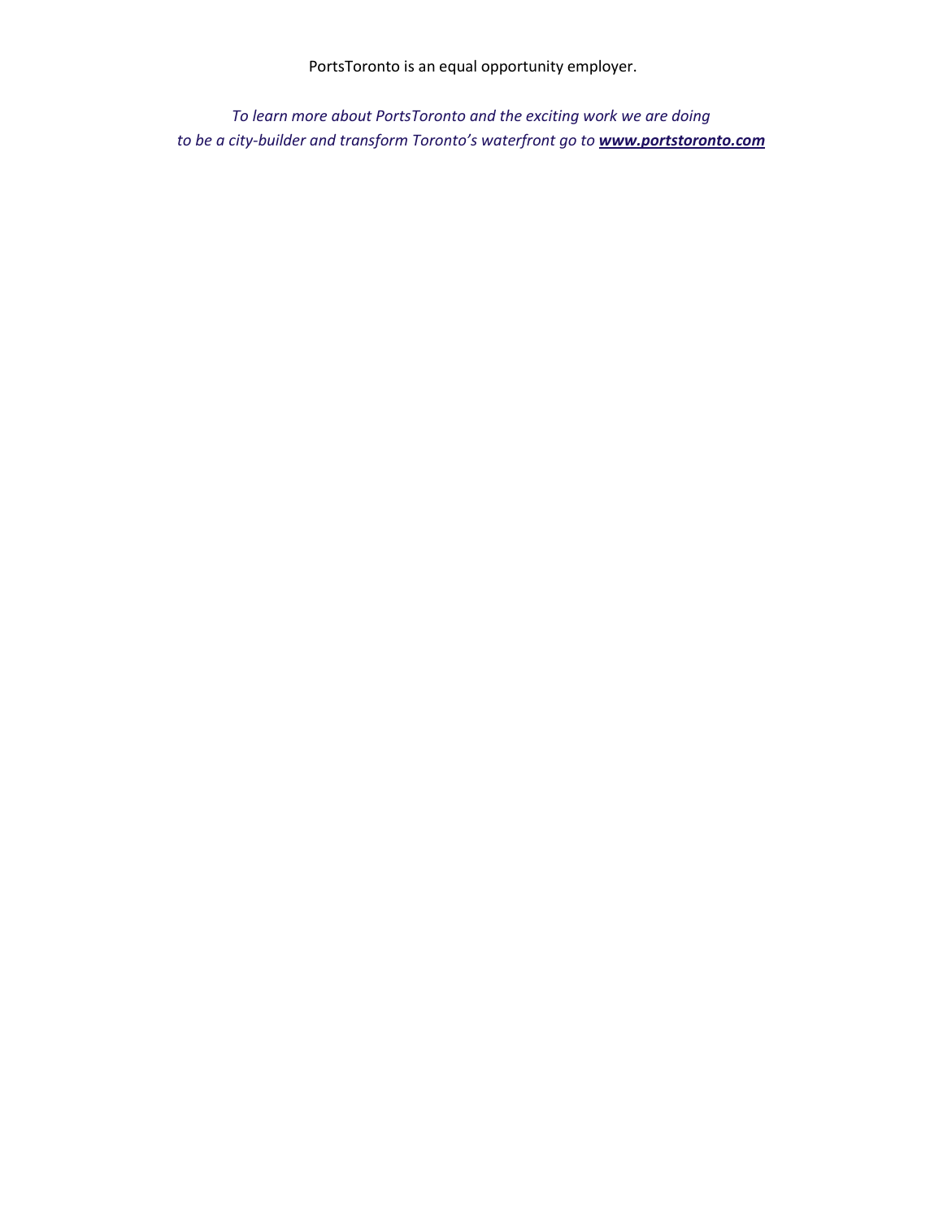PortsToronto is an equal opportunity employer.

*To learn more about PortsToronto and the exciting work we are doing to be a city-builder and transform Toronto's waterfront go to* ***www.portstoronto.com***